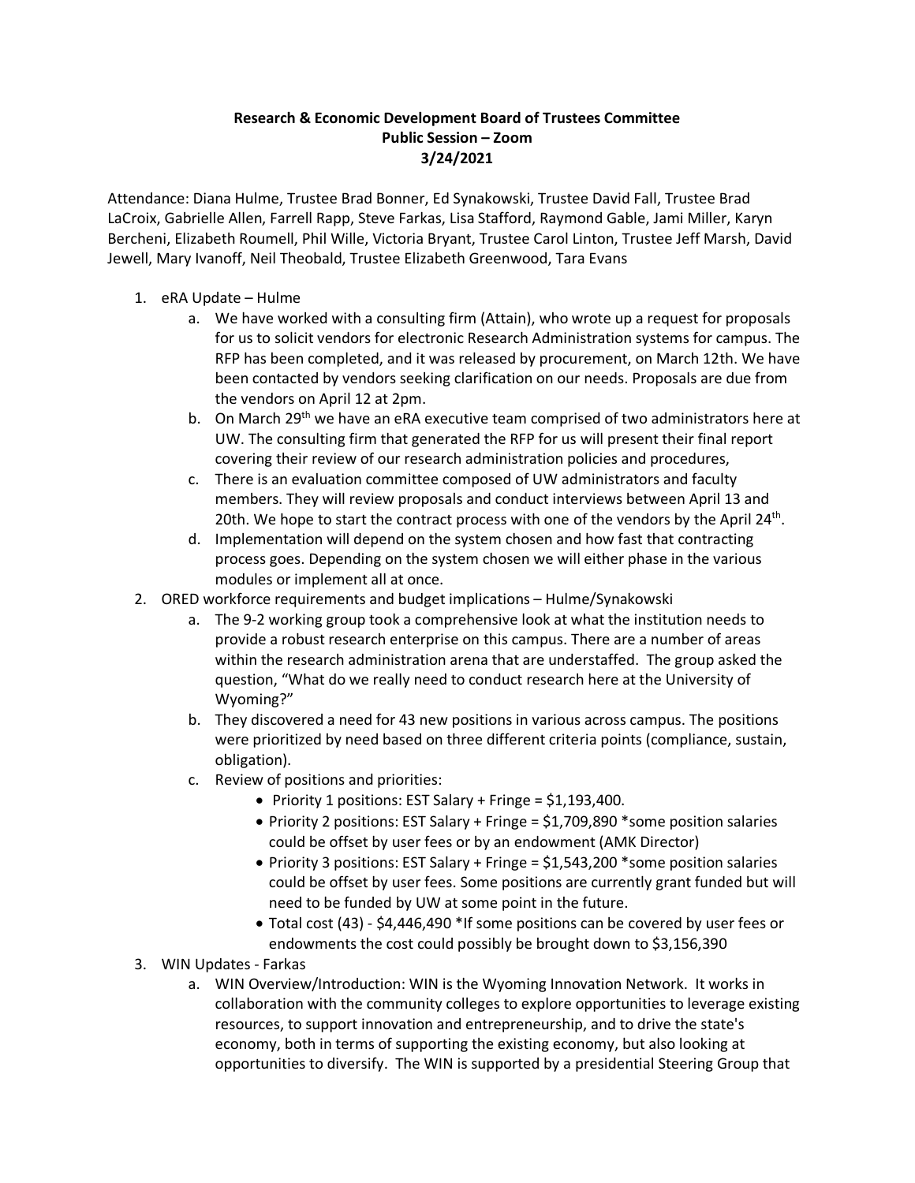**Research & Economic Development Board of Trustees Committee**
**Public Session – Zoom**
**3/24/2021**

Attendance: Diana Hulme, Trustee Brad Bonner, Ed Synakowski, Trustee David Fall, Trustee Brad LaCroix, Gabrielle Allen, Farrell Rapp, Steve Farkas, Lisa Stafford, Raymond Gable, Jami Miller, Karyn Bercheni, Elizabeth Roumell, Phil Wille, Victoria Bryant, Trustee Carol Linton, Trustee Jeff Marsh, David Jewell, Mary Ivanoff, Neil Theobald, Trustee Elizabeth Greenwood, Tara Evans

1. eRA Update – Hulme
    a. We have worked with a consulting firm (Attain), who wrote up a request for proposals for us to solicit vendors for electronic Research Administration systems for campus. The RFP has been completed, and it was released by procurement, on March 12th. We have been contacted by vendors seeking clarification on our needs. Proposals are due from the vendors on April 12 at 2pm.
    b. On March 29th we have an eRA executive team comprised of two administrators here at UW. The consulting firm that generated the RFP for us will present their final report covering their review of our research administration policies and procedures,
    c. There is an evaluation committee composed of UW administrators and faculty members. They will review proposals and conduct interviews between April 13 and 20th. We hope to start the contract process with one of the vendors by the April 24th.
    d. Implementation will depend on the system chosen and how fast that contracting process goes. Depending on the system chosen we will either phase in the various modules or implement all at once.
2. ORED workforce requirements and budget implications – Hulme/Synakowski
    a. The 9-2 working group took a comprehensive look at what the institution needs to provide a robust research enterprise on this campus. There are a number of areas within the research administration arena that are understaffed. The group asked the question, "What do we really need to conduct research here at the University of Wyoming?"
    b. They discovered a need for 43 new positions in various across campus. The positions were prioritized by need based on three different criteria points (compliance, sustain, obligation).
    c. Review of positions and priorities:
        - Priority 1 positions: EST Salary + Fringe = $1,193,400.
        - Priority 2 positions: EST Salary + Fringe = $1,709,890 *some position salaries could be offset by user fees or by an endowment (AMK Director)
        - Priority 3 positions: EST Salary + Fringe = $1,543,200 *some position salaries could be offset by user fees. Some positions are currently grant funded but will need to be funded by UW at some point in the future.
        - Total cost (43) - $4,446,490 *If some positions can be covered by user fees or endowments the cost could possibly be brought down to $3,156,390
3. WIN Updates - Farkas
    a. WIN Overview/Introduction: WIN is the Wyoming Innovation Network. It works in collaboration with the community colleges to explore opportunities to leverage existing resources, to support innovation and entrepreneurship, and to drive the state's economy, both in terms of supporting the existing economy, but also looking at opportunities to diversify. The WIN is supported by a presidential Steering Group that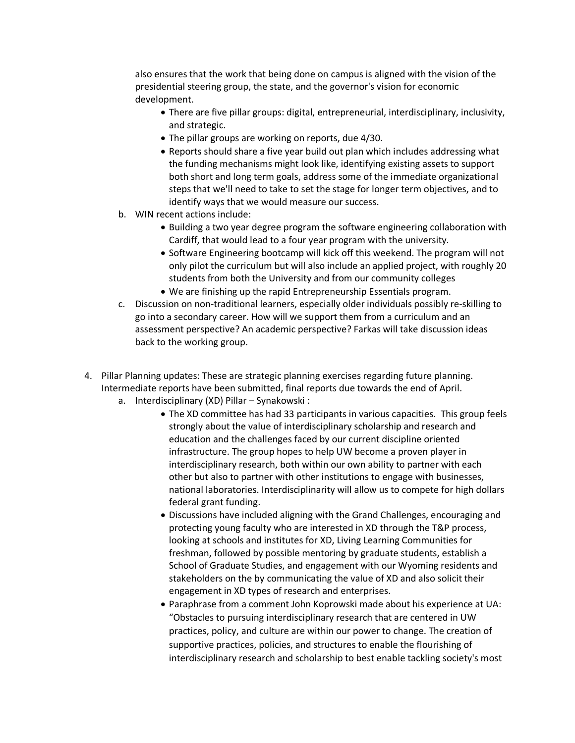also ensures that the work that being done on campus is aligned with the vision of the presidential steering group, the state, and the governor's vision for economic development.

- There are five pillar groups: digital, entrepreneurial, interdisciplinary, inclusivity, and strategic.
- The pillar groups are working on reports, due 4/30.
- Reports should share a five year build out plan which includes addressing what the funding mechanisms might look like, identifying existing assets to support both short and long term goals, address some of the immediate organizational steps that we'll need to take to set the stage for longer term objectives, and to identify ways that we would measure our success.

b. WIN recent actions include:

- Building a two year degree program the software engineering collaboration with Cardiff, that would lead to a four year program with the university.
- Software Engineering bootcamp will kick off this weekend. The program will not only pilot the curriculum but will also include an applied project, with roughly 20 students from both the University and from our community colleges
- We are finishing up the rapid Entrepreneurship Essentials program.

c. Discussion on non-traditional learners, especially older individuals possibly re-skilling to go into a secondary career. How will we support them from a curriculum and an assessment perspective? An academic perspective? Farkas will take discussion ideas back to the working group.

4. Pillar Planning updates: These are strategic planning exercises regarding future planning. Intermediate reports have been submitted, final reports due towards the end of April.

a. Interdisciplinary (XD) Pillar – Synakowski :

- The XD committee has had 33 participants in various capacities. This group feels strongly about the value of interdisciplinary scholarship and research and education and the challenges faced by our current discipline oriented infrastructure. The group hopes to help UW become a proven player in interdisciplinary research, both within our own ability to partner with each other but also to partner with other institutions to engage with businesses, national laboratories. Interdisciplinarity will allow us to compete for high dollars federal grant funding.
- Discussions have included aligning with the Grand Challenges, encouraging and protecting young faculty who are interested in XD through the T&P process, looking at schools and institutes for XD, Living Learning Communities for freshman, followed by possible mentoring by graduate students, establish a School of Graduate Studies, and engagement with our Wyoming residents and stakeholders on the by communicating the value of XD and also solicit their engagement in XD types of research and enterprises.
- Paraphrase from a comment John Koprowski made about his experience at UA: "Obstacles to pursuing interdisciplinary research that are centered in UW practices, policy, and culture are within our power to change. The creation of supportive practices, policies, and structures to enable the flourishing of interdisciplinary research and scholarship to best enable tackling society's most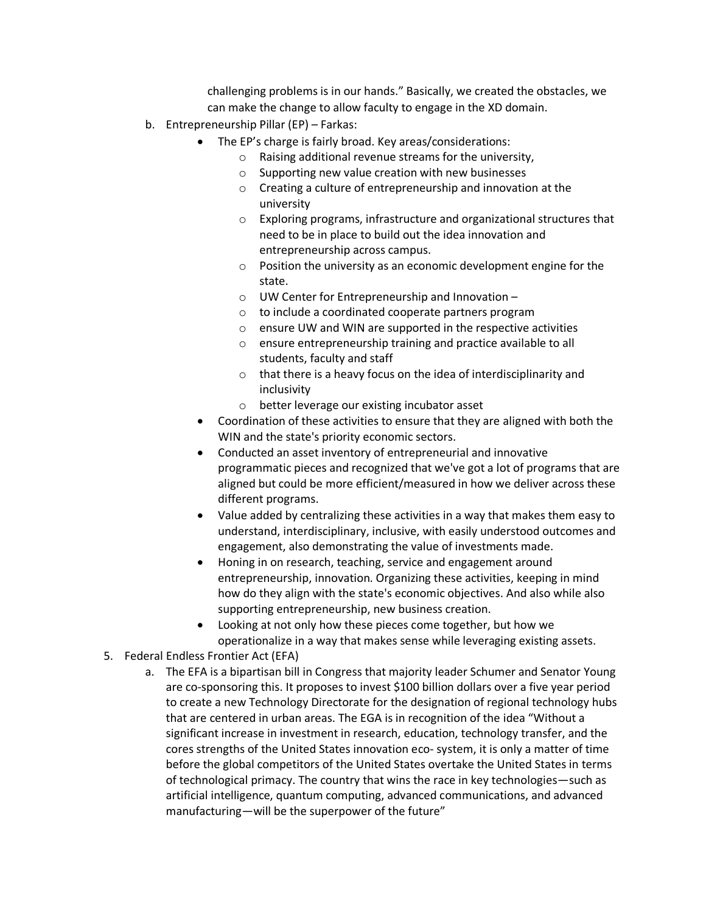challenging problems is in our hands." Basically, we created the obstacles, we can make the change to allow faculty to engage in the XD domain.

b. Entrepreneurship Pillar (EP) – Farkas:
    - The EP's charge is fairly broad. Key areas/considerations:
        - Raising additional revenue streams for the university,
        - Supporting new value creation with new businesses
        - Creating a culture of entrepreneurship and innovation at the university
        - Exploring programs, infrastructure and organizational structures that need to be in place to build out the idea innovation and entrepreneurship across campus.
        - Position the university as an economic development engine for the state.
        - UW Center for Entrepreneurship and Innovation –
        - to include a coordinated cooperate partners program
        - ensure UW and WIN are supported in the respective activities
        - ensure entrepreneurship training and practice available to all students, faculty and staff
        - that there is a heavy focus on the idea of interdisciplinarity and inclusivity
        - better leverage our existing incubator asset
    - Coordination of these activities to ensure that they are aligned with both the WIN and the state's priority economic sectors.
    - Conducted an asset inventory of entrepreneurial and innovative programmatic pieces and recognized that we've got a lot of programs that are aligned but could be more efficient/measured in how we deliver across these different programs.
    - Value added by centralizing these activities in a way that makes them easy to understand, interdisciplinary, inclusive, with easily understood outcomes and engagement, also demonstrating the value of investments made.
    - Honing in on research, teaching, service and engagement around entrepreneurship, innovation. Organizing these activities, keeping in mind how do they align with the state's economic objectives. And also while also supporting entrepreneurship, new business creation.
    - Looking at not only how these pieces come together, but how we operationalize in a way that makes sense while leveraging existing assets.

5. Federal Endless Frontier Act (EFA)
    a. The EFA is a bipartisan bill in Congress that majority leader Schumer and Senator Young are co-sponsoring this. It proposes to invest $100 billion dollars over a five year period to create a new Technology Directorate for the designation of regional technology hubs that are centered in urban areas. The EGA is in recognition of the idea "Without a significant increase in investment in research, education, technology transfer, and the cores strengths of the United States innovation eco- system, it is only a matter of time before the global competitors of the United States overtake the United States in terms of technological primacy. The country that wins the race in key technologies—such as artificial intelligence, quantum computing, advanced communications, and advanced manufacturing—will be the superpower of the future"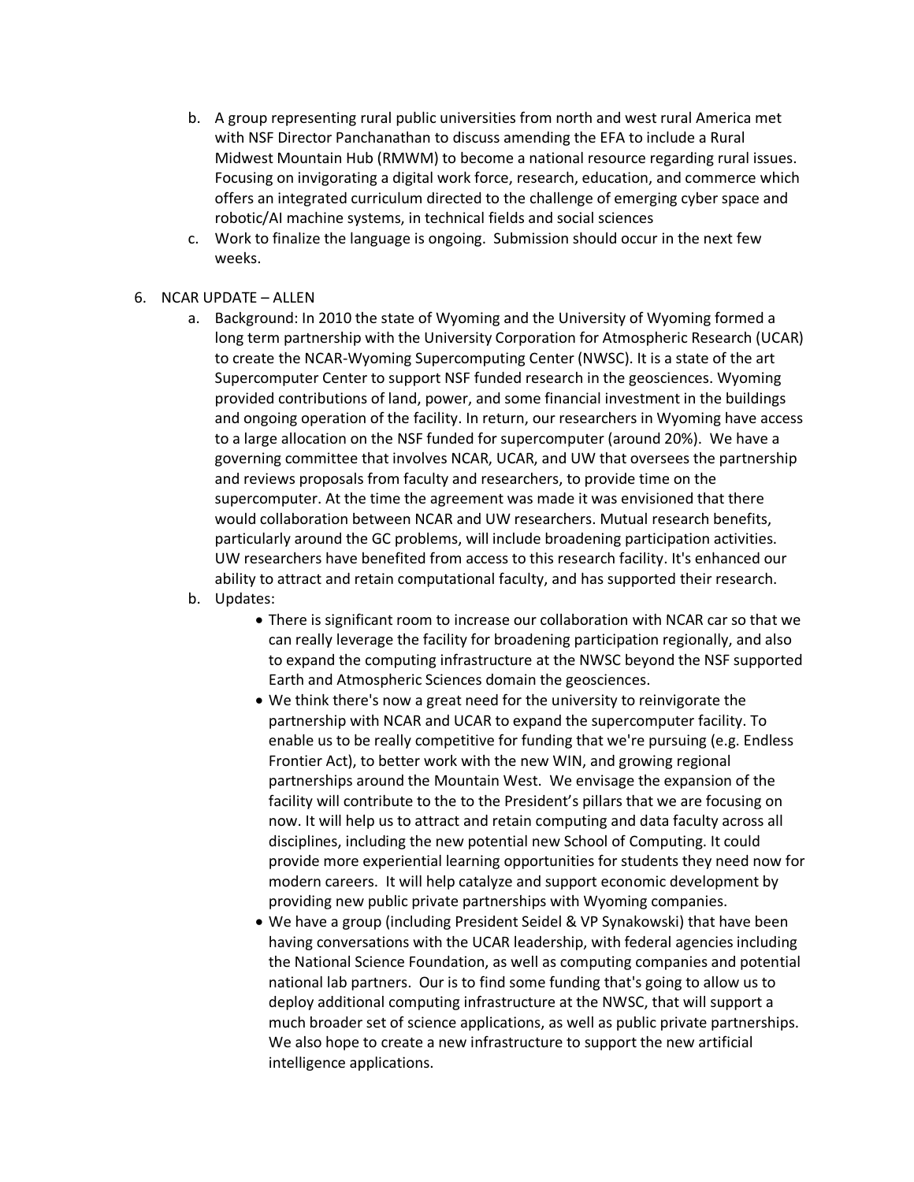b. A group representing rural public universities from north and west rural America met with NSF Director Panchanathan to discuss amending the EFA to include a Rural Midwest Mountain Hub (RMWM) to become a national resource regarding rural issues. Focusing on invigorating a digital work force, research, education, and commerce which offers an integrated curriculum directed to the challenge of emerging cyber space and robotic/AI machine systems, in technical fields and social sciences

c. Work to finalize the language is ongoing. Submission should occur in the next few weeks.

6. NCAR UPDATE – ALLEN

   a. Background: In 2010 the state of Wyoming and the University of Wyoming formed a long term partnership with the University Corporation for Atmospheric Research (UCAR) to create the NCAR-Wyoming Supercomputing Center (NWSC). It is a state of the art Supercomputer Center to support NSF funded research in the geosciences. Wyoming provided contributions of land, power, and some financial investment in the buildings and ongoing operation of the facility. In return, our researchers in Wyoming have access to a large allocation on the NSF funded for supercomputer (around 20%). We have a governing committee that involves NCAR, UCAR, and UW that oversees the partnership and reviews proposals from faculty and researchers, to provide time on the supercomputer. At the time the agreement was made it was envisioned that there would collaboration between NCAR and UW researchers. Mutual research benefits, particularly around the GC problems, will include broadening participation activities. UW researchers have benefited from access to this research facility. It's enhanced our ability to attract and retain computational faculty, and has supported their research.

   b. Updates:

      - There is significant room to increase our collaboration with NCAR car so that we can really leverage the facility for broadening participation regionally, and also to expand the computing infrastructure at the NWSC beyond the NSF supported Earth and Atmospheric Sciences domain the geosciences.
      - We think there's now a great need for the university to reinvigorate the partnership with NCAR and UCAR to expand the supercomputer facility. To enable us to be really competitive for funding that we're pursuing (e.g. Endless Frontier Act), to better work with the new WIN, and growing regional partnerships around the Mountain West. We envisage the expansion of the facility will contribute to the to the President's pillars that we are focusing on now. It will help us to attract and retain computing and data faculty across all disciplines, including the new potential new School of Computing. It could provide more experiential learning opportunities for students they need now for modern careers. It will help catalyze and support economic development by providing new public private partnerships with Wyoming companies.
      - We have a group (including President Seidel & VP Synakowski) that have been having conversations with the UCAR leadership, with federal agencies including the National Science Foundation, as well as computing companies and potential national lab partners. Our is to find some funding that's going to allow us to deploy additional computing infrastructure at the NWSC, that will support a much broader set of science applications, as well as public private partnerships. We also hope to create a new infrastructure to support the new artificial intelligence applications.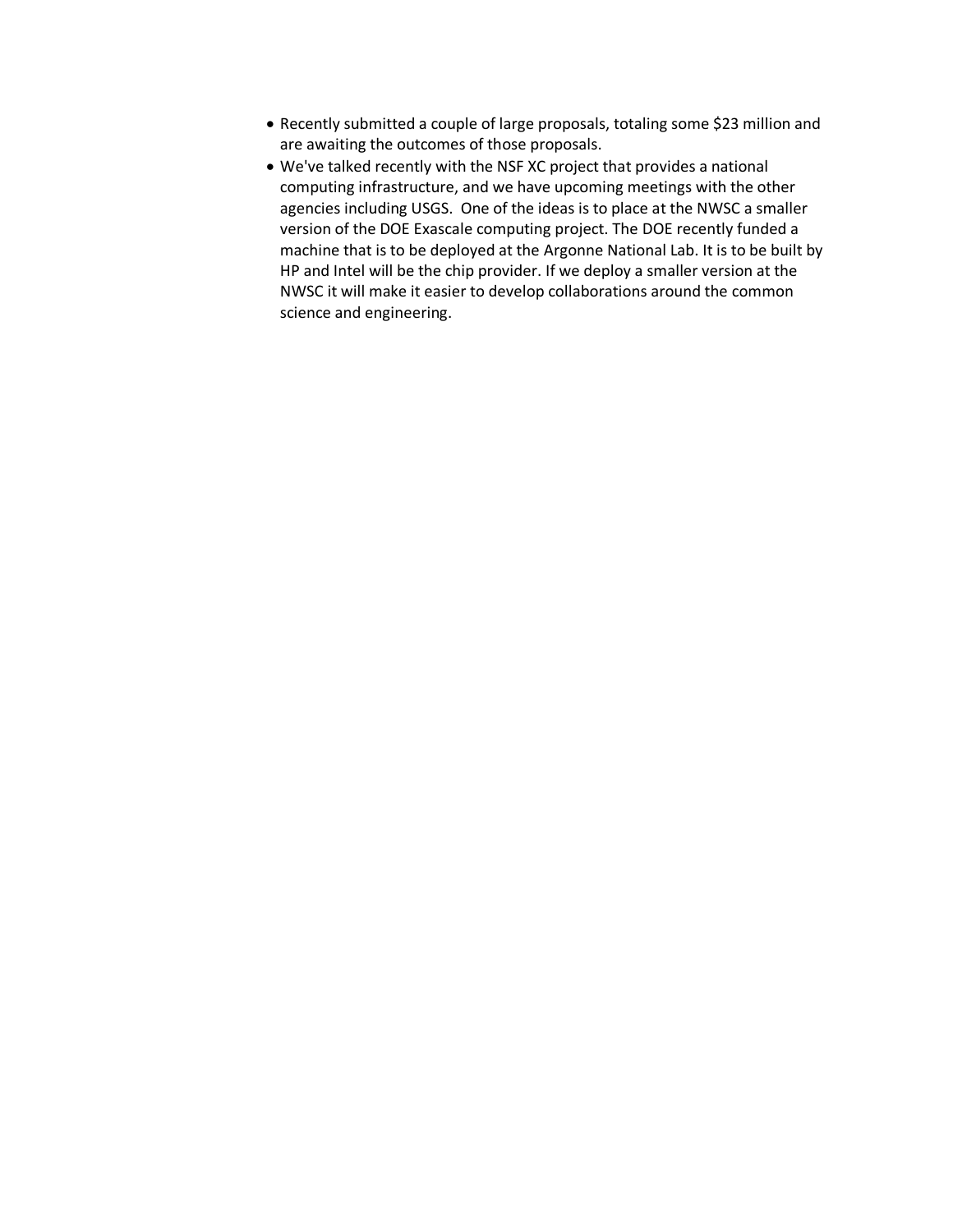- Recently submitted a couple of large proposals, totaling some $23 million and are awaiting the outcomes of those proposals.
- We've talked recently with the NSF XC project that provides a national computing infrastructure, and we have upcoming meetings with the other agencies including USGS.  One of the ideas is to place at the NWSC a smaller version of the DOE Exascale computing project. The DOE recently funded a machine that is to be deployed at the Argonne National Lab. It is to be built by HP and Intel will be the chip provider. If we deploy a smaller version at the NWSC it will make it easier to develop collaborations around the common science and engineering.